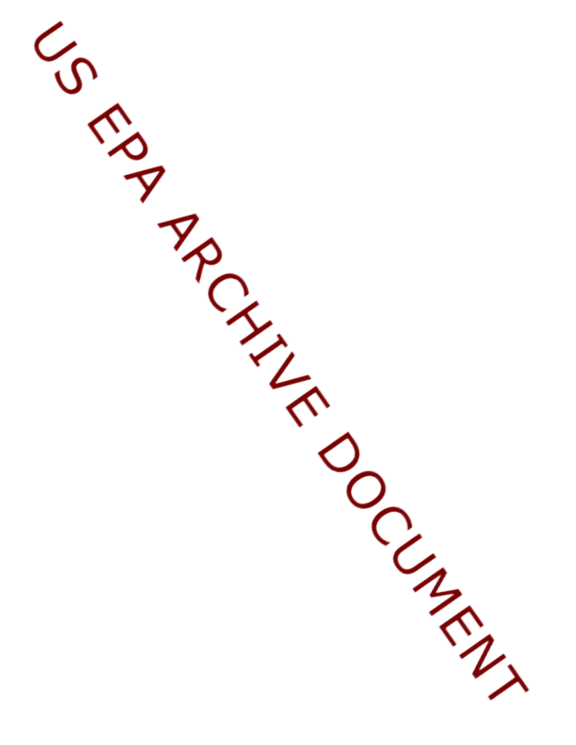US EPA ARCHIVE DOCUMENT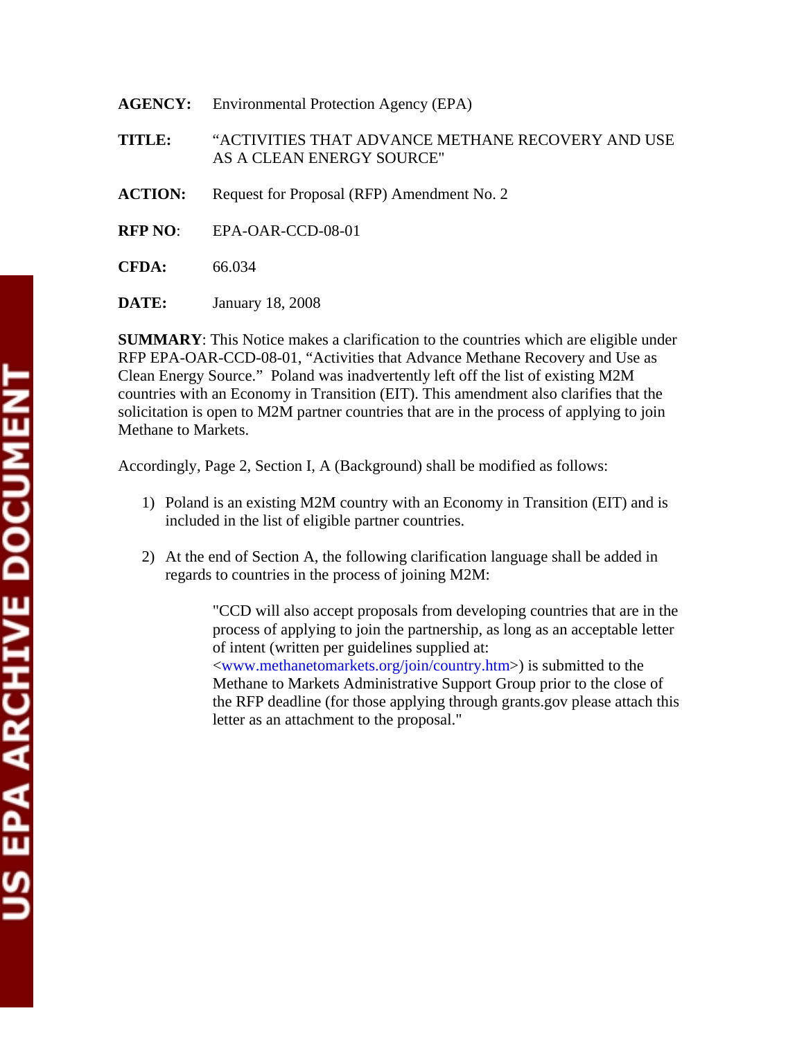**AGENCY:** Environmental Protection Agency (EPA)

**TITLE:** "ACTIVITIES THAT ADVANCE METHANE RECOVERY AND USE AS A CLEAN ENERGY SOURCE"

**ACTION:** Request for Proposal (RFP) Amendment No. 2

**RFP NO**: EPA-OAR-CCD-08-01

**CFDA:** 66.034

**DATE:** January 18, 2008

**SUMMARY**: This Notice makes a clarification to the countries which are eligible under RFP EPA-OAR-CCD-08-01, "Activities that Advance Methane Recovery and Use as Clean Energy Source." Poland was inadvertently left off the list of existing M2M countries with an Economy in Transition (EIT). This amendment also clarifies that the solicitation is open to M2M partner countries that are in the process of applying to join Methane to Markets.

Accordingly, Page 2, Section I, A (Background) shall be modified as follows:

1) Poland is an existing M2M country with an Economy in Transition (EIT) and is included in the list of eligible partner countries.

2) At the end of Section A, the following clarification language shall be added in regards to countries in the process of joining M2M:

> "CCD will also accept proposals from developing countries that are in the process of applying to join the partnership, as long as an acceptable letter of intent (written per guidelines supplied at: <www.methanetomarkets.org/join/country.htm>) is submitted to the Methane to Markets Administrative Support Group prior to the close of the RFP deadline (for those applying through grants.gov please attach this letter as an attachment to the proposal."